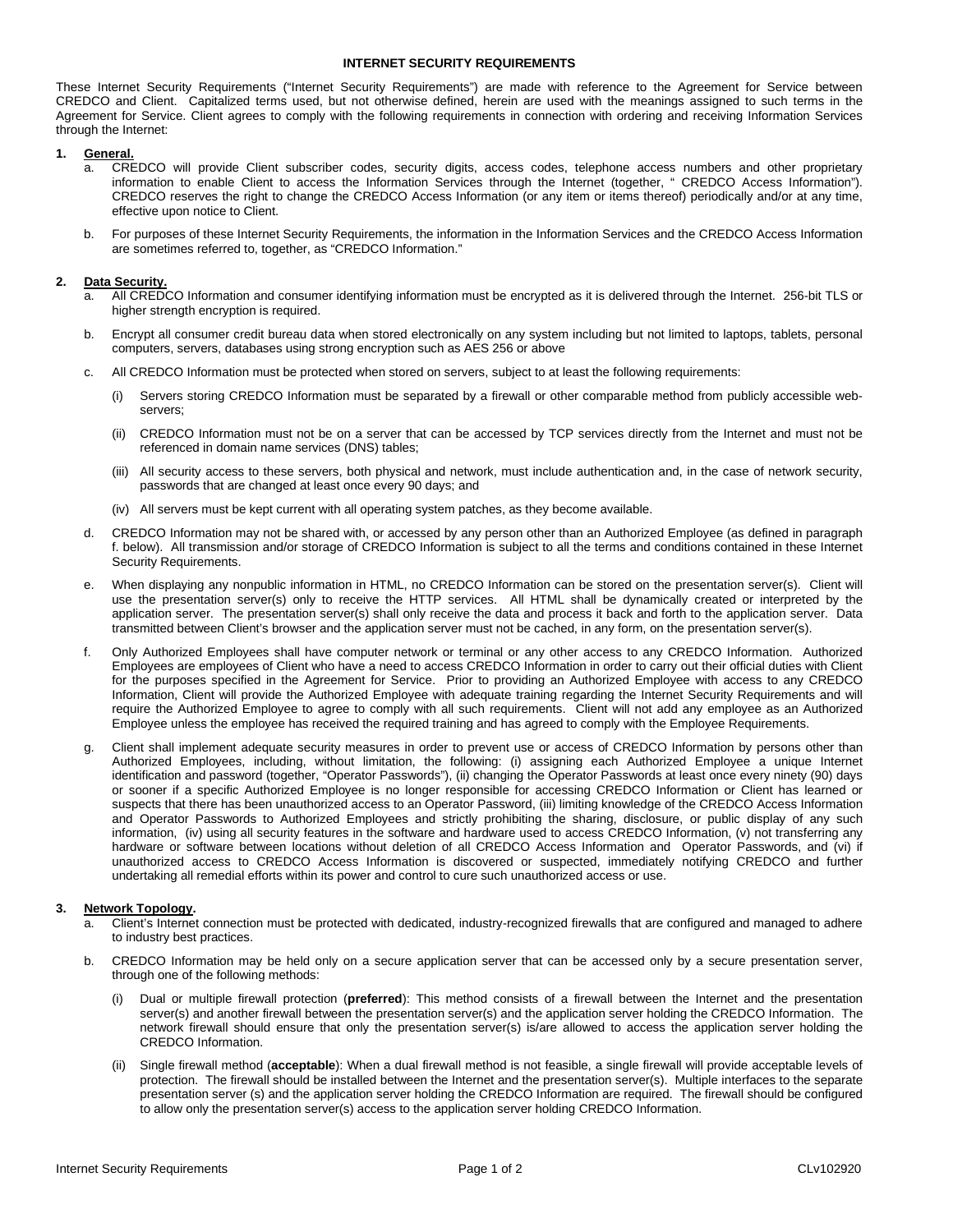# INTERNET SECURITY REQUIREMENTS

These Internet Security Requirements ("Internet Security Requirements") are made with reference to the Agreement for Service between CREDCO and Client. Capitalized terms used, but not otherwise defined, herein are used with the meanings assigned to such terms in the Agreement for Service. Client agrees to comply with the following requirements in connection with ordering and receiving Information Services through the Internet:

1. **General.**
   a. CREDCO will provide Client subscriber codes, security digits, access codes, telephone access numbers and other proprietary information to enable Client to access the Information Services through the Internet (together, " CREDCO Access Information"). CREDCO reserves the right to change the CREDCO Access Information (or any item or items thereof) periodically and/or at any time, effective upon notice to Client.

   b. For purposes of these Internet Security Requirements, the information in the Information Services and the CREDCO Access Information are sometimes referred to, together, as "CREDCO Information."

2. **Data Security.**
   a. All CREDCO Information and consumer identifying information must be encrypted as it is delivered through the Internet. 256-bit TLS or higher strength encryption is required.

   b. Encrypt all consumer credit bureau data when stored electronically on any system including but not limited to laptops, tablets, personal computers, servers, databases using strong encryption such as AES 256 or above

   c. All CREDCO Information must be protected when stored on servers, subject to at least the following requirements:

      (i) Servers storing CREDCO Information must be separated by a firewall or other comparable method from publicly accessible web-servers;

      (ii) CREDCO Information must not be on a server that can be accessed by TCP services directly from the Internet and must not be referenced in domain name services (DNS) tables;

      (iii) All security access to these servers, both physical and network, must include authentication and, in the case of network security, passwords that are changed at least once every 90 days; and

      (iv) All servers must be kept current with all operating system patches, as they become available.

   d. CREDCO Information may not be shared with, or accessed by any person other than an Authorized Employee (as defined in paragraph f. below). All transmission and/or storage of CREDCO Information is subject to all the terms and conditions contained in these Internet Security Requirements.

   e. When displaying any nonpublic information in HTML, no CREDCO Information can be stored on the presentation server(s). Client will use the presentation server(s) only to receive the HTTP services. All HTML shall be dynamically created or interpreted by the application server. The presentation server(s) shall only receive the data and process it back and forth to the application server. Data transmitted between Client's browser and the application server must not be cached, in any form, on the presentation server(s).

   f. Only Authorized Employees shall have computer network or terminal or any other access to any CREDCO Information. Authorized Employees are employees of Client who have a need to access CREDCO Information in order to carry out their official duties with Client for the purposes specified in the Agreement for Service. Prior to providing an Authorized Employee with access to any CREDCO Information, Client will provide the Authorized Employee with adequate training regarding the Internet Security Requirements and will require the Authorized Employee to agree to comply with all such requirements. Client will not add any employee as an Authorized Employee unless the employee has received the required training and has agreed to comply with the Employee Requirements.

   g. Client shall implement adequate security measures in order to prevent use or access of CREDCO Information by persons other than Authorized Employees, including, without limitation, the following: (i) assigning each Authorized Employee a unique Internet identification and password (together, "Operator Passwords"), (ii) changing the Operator Passwords at least once every ninety (90) days or sooner if a specific Authorized Employee is no longer responsible for accessing CREDCO Information or Client has learned or suspects that there has been unauthorized access to an Operator Password, (iii) limiting knowledge of the CREDCO Access Information and Operator Passwords to Authorized Employees and strictly prohibiting the sharing, disclosure, or public display of any such information, (iv) using all security features in the software and hardware used to access CREDCO Information, (v) not transferring any hardware or software between locations without deletion of all CREDCO Access Information and Operator Passwords, and (vi) if unauthorized access to CREDCO Access Information is discovered or suspected, immediately notifying CREDCO and further undertaking all remedial efforts within its power and control to cure such unauthorized access or use.

3. **Network Topology.**
   a. Client's Internet connection must be protected with dedicated, industry-recognized firewalls that are configured and managed to adhere to industry best practices.

   b. CREDCO Information may be held only on a secure application server that can be accessed only by a secure presentation server, through one of the following methods:

      (i) Dual or multiple firewall protection (**preferred**): This method consists of a firewall between the Internet and the presentation server(s) and another firewall between the presentation server(s) and the application server holding the CREDCO Information. The network firewall should ensure that only the presentation server(s) is/are allowed to access the application server holding the CREDCO Information.

      (ii) Single firewall method (**acceptable**): When a dual firewall method is not feasible, a single firewall will provide acceptable levels of protection. The firewall should be installed between the Internet and the presentation server(s). Multiple interfaces to the separate presentation server (s) and the application server holding the CREDCO Information are required. The firewall should be configured to allow only the presentation server(s) access to the application server holding CREDCO Information.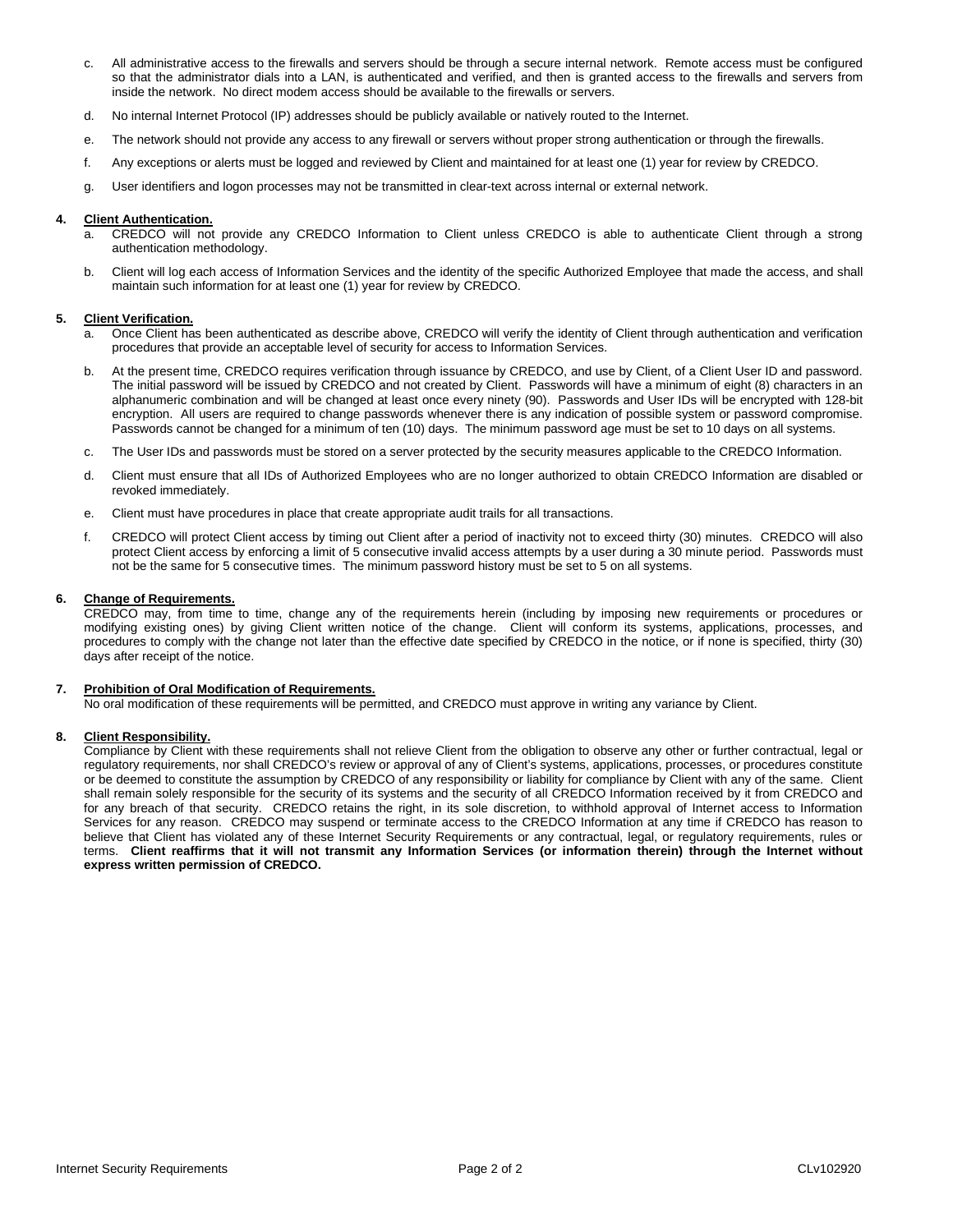c. All administrative access to the firewalls and servers should be through a secure internal network. Remote access must be configured so that the administrator dials into a LAN, is authenticated and verified, and then is granted access to the firewalls and servers from inside the network. No direct modem access should be available to the firewalls or servers.

d. No internal Internet Protocol (IP) addresses should be publicly available or natively routed to the Internet.

e. The network should not provide any access to any firewall or servers without proper strong authentication or through the firewalls.

f. Any exceptions or alerts must be logged and reviewed by Client and maintained for at least one (1) year for review by CREDCO.

g. User identifiers and logon processes may not be transmitted in clear-text across internal or external network.

**4. Client Authentication.**

a. CREDCO will not provide any CREDCO Information to Client unless CREDCO is able to authenticate Client through a strong authentication methodology.

b. Client will log each access of Information Services and the identity of the specific Authorized Employee that made the access, and shall maintain such information for at least one (1) year for review by CREDCO.

**5. Client Verification.**

a. Once Client has been authenticated as describe above, CREDCO will verify the identity of Client through authentication and verification procedures that provide an acceptable level of security for access to Information Services.

b. At the present time, CREDCO requires verification through issuance by CREDCO, and use by Client, of a Client User ID and password. The initial password will be issued by CREDCO and not created by Client. Passwords will have a minimum of eight (8) characters in an alphanumeric combination and will be changed at least once every ninety (90). Passwords and User IDs will be encrypted with 128-bit encryption. All users are required to change passwords whenever there is any indication of possible system or password compromise. Passwords cannot be changed for a minimum of ten (10) days. The minimum password age must be set to 10 days on all systems.

c. The User IDs and passwords must be stored on a server protected by the security measures applicable to the CREDCO Information.

d. Client must ensure that all IDs of Authorized Employees who are no longer authorized to obtain CREDCO Information are disabled or revoked immediately.

e. Client must have procedures in place that create appropriate audit trails for all transactions.

f. CREDCO will protect Client access by timing out Client after a period of inactivity not to exceed thirty (30) minutes. CREDCO will also protect Client access by enforcing a limit of 5 consecutive invalid access attempts by a user during a 30 minute period. Passwords must not be the same for 5 consecutive times. The minimum password history must be set to 5 on all systems.

**6. Change of Requirements.**

CREDCO may, from time to time, change any of the requirements herein (including by imposing new requirements or procedures or modifying existing ones) by giving Client written notice of the change. Client will conform its systems, applications, processes, and procedures to comply with the change not later than the effective date specified by CREDCO in the notice, or if none is specified, thirty (30) days after receipt of the notice.

**7. Prohibition of Oral Modification of Requirements.**

No oral modification of these requirements will be permitted, and CREDCO must approve in writing any variance by Client.

**8. Client Responsibility.**

Compliance by Client with these requirements shall not relieve Client from the obligation to observe any other or further contractual, legal or regulatory requirements, nor shall CREDCO's review or approval of any of Client's systems, applications, processes, or procedures constitute or be deemed to constitute the assumption by CREDCO of any responsibility or liability for compliance by Client with any of the same. Client shall remain solely responsible for the security of its systems and the security of all CREDCO Information received by it from CREDCO and for any breach of that security. CREDCO retains the right, in its sole discretion, to withhold approval of Internet access to Information Services for any reason. CREDCO may suspend or terminate access to the CREDCO Information at any time if CREDCO has reason to believe that Client has violated any of these Internet Security Requirements or any contractual, legal, or regulatory requirements, rules or terms. **Client reaffirms that it will not transmit any Information Services (or information therein) through the Internet without express written permission of CREDCO.**